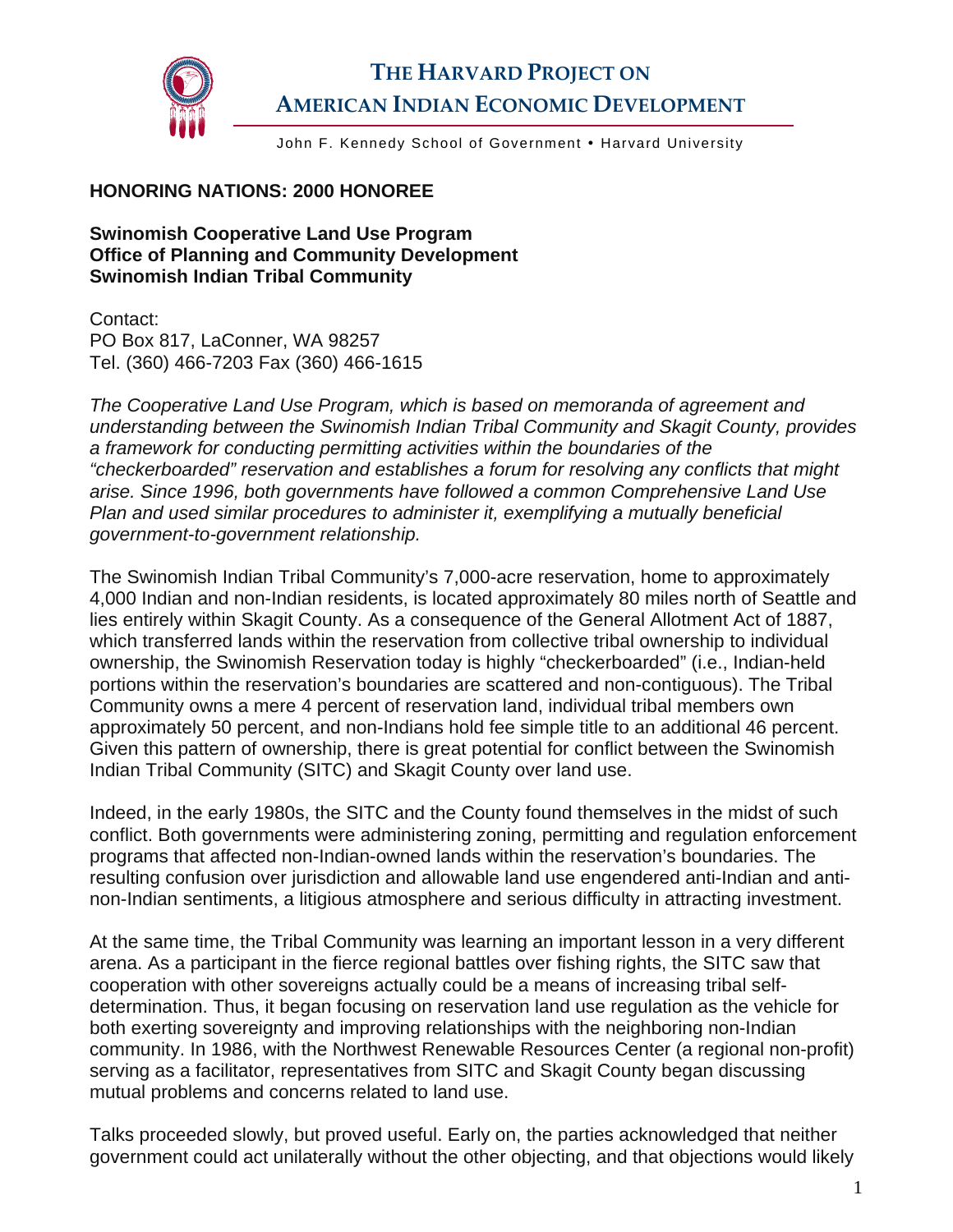# THE HARVARD PROJECT ON AMERICAN INDIAN ECONOMIC DEVELOPMENT

John F. Kennedy School of Government • Harvard University

**HONORING NATIONS: 2000 HONOREE**

**Swinomish Cooperative Land Use Program**
**Office of Planning and Community Development**
**Swinomish Indian Tribal Community**

Contact:
PO Box 817, LaConner, WA 98257
Tel. (360) 466-7203 Fax (360) 466-1615

*The Cooperative Land Use Program, which is based on memoranda of agreement and understanding between the Swinomish Indian Tribal Community and Skagit County, provides a framework for conducting permitting activities within the boundaries of the "checkerboarded" reservation and establishes a forum for resolving any conflicts that might arise. Since 1996, both governments have followed a common Comprehensive Land Use Plan and used similar procedures to administer it, exemplifying a mutually beneficial government-to-government relationship.*

The Swinomish Indian Tribal Community's 7,000-acre reservation, home to approximately 4,000 Indian and non-Indian residents, is located approximately 80 miles north of Seattle and lies entirely within Skagit County. As a consequence of the General Allotment Act of 1887, which transferred lands within the reservation from collective tribal ownership to individual ownership, the Swinomish Reservation today is highly "checkerboarded" (i.e., Indian-held portions within the reservation's boundaries are scattered and non-contiguous). The Tribal Community owns a mere 4 percent of reservation land, individual tribal members own approximately 50 percent, and non-Indians hold fee simple title to an additional 46 percent. Given this pattern of ownership, there is great potential for conflict between the Swinomish Indian Tribal Community (SITC) and Skagit County over land use.

Indeed, in the early 1980s, the SITC and the County found themselves in the midst of such conflict. Both governments were administering zoning, permitting and regulation enforcement programs that affected non-Indian-owned lands within the reservation's boundaries. The resulting confusion over jurisdiction and allowable land use engendered anti-Indian and anti-non-Indian sentiments, a litigious atmosphere and serious difficulty in attracting investment.

At the same time, the Tribal Community was learning an important lesson in a very different arena. As a participant in the fierce regional battles over fishing rights, the SITC saw that cooperation with other sovereigns actually could be a means of increasing tribal self-determination. Thus, it began focusing on reservation land use regulation as the vehicle for both exerting sovereignty and improving relationships with the neighboring non-Indian community. In 1986, with the Northwest Renewable Resources Center (a regional non-profit) serving as a facilitator, representatives from SITC and Skagit County began discussing mutual problems and concerns related to land use.

Talks proceeded slowly, but proved useful. Early on, the parties acknowledged that neither government could act unilaterally without the other objecting, and that objections would likely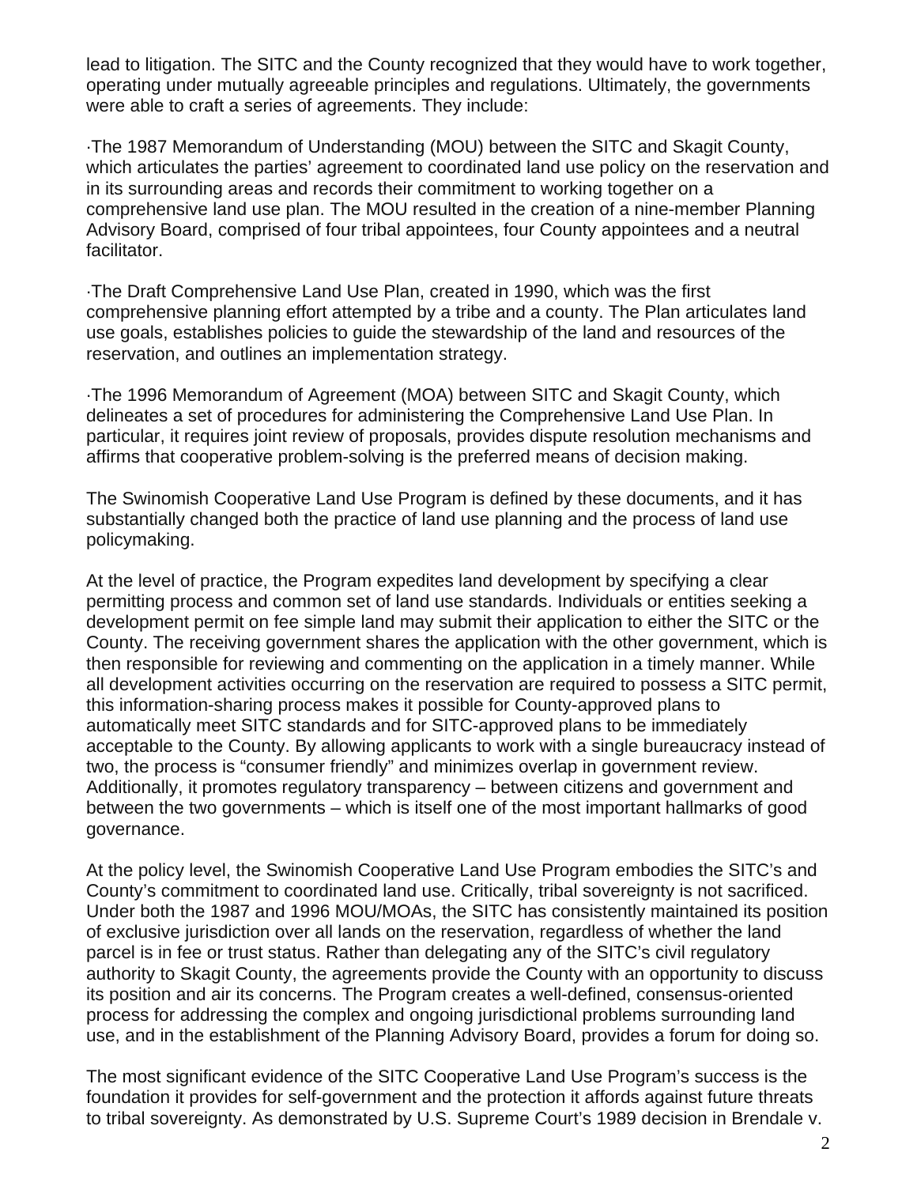lead to litigation. The SITC and the County recognized that they would have to work together, operating under mutually agreeable principles and regulations. Ultimately, the governments were able to craft a series of agreements. They include:

·The 1987 Memorandum of Understanding (MOU) between the SITC and Skagit County, which articulates the parties' agreement to coordinated land use policy on the reservation and in its surrounding areas and records their commitment to working together on a comprehensive land use plan. The MOU resulted in the creation of a nine-member Planning Advisory Board, comprised of four tribal appointees, four County appointees and a neutral facilitator.

·The Draft Comprehensive Land Use Plan, created in 1990, which was the first comprehensive planning effort attempted by a tribe and a county. The Plan articulates land use goals, establishes policies to guide the stewardship of the land and resources of the reservation, and outlines an implementation strategy.

·The 1996 Memorandum of Agreement (MOA) between SITC and Skagit County, which delineates a set of procedures for administering the Comprehensive Land Use Plan. In particular, it requires joint review of proposals, provides dispute resolution mechanisms and affirms that cooperative problem-solving is the preferred means of decision making.

The Swinomish Cooperative Land Use Program is defined by these documents, and it has substantially changed both the practice of land use planning and the process of land use policymaking.

At the level of practice, the Program expedites land development by specifying a clear permitting process and common set of land use standards. Individuals or entities seeking a development permit on fee simple land may submit their application to either the SITC or the County. The receiving government shares the application with the other government, which is then responsible for reviewing and commenting on the application in a timely manner. While all development activities occurring on the reservation are required to possess a SITC permit, this information-sharing process makes it possible for County-approved plans to automatically meet SITC standards and for SITC-approved plans to be immediately acceptable to the County. By allowing applicants to work with a single bureaucracy instead of two, the process is "consumer friendly" and minimizes overlap in government review. Additionally, it promotes regulatory transparency – between citizens and government and between the two governments – which is itself one of the most important hallmarks of good governance.

At the policy level, the Swinomish Cooperative Land Use Program embodies the SITC's and County's commitment to coordinated land use. Critically, tribal sovereignty is not sacrificed. Under both the 1987 and 1996 MOU/MOAs, the SITC has consistently maintained its position of exclusive jurisdiction over all lands on the reservation, regardless of whether the land parcel is in fee or trust status. Rather than delegating any of the SITC's civil regulatory authority to Skagit County, the agreements provide the County with an opportunity to discuss its position and air its concerns. The Program creates a well-defined, consensus-oriented process for addressing the complex and ongoing jurisdictional problems surrounding land use, and in the establishment of the Planning Advisory Board, provides a forum for doing so.

The most significant evidence of the SITC Cooperative Land Use Program's success is the foundation it provides for self-government and the protection it affords against future threats to tribal sovereignty. As demonstrated by U.S. Supreme Court's 1989 decision in Brendale v.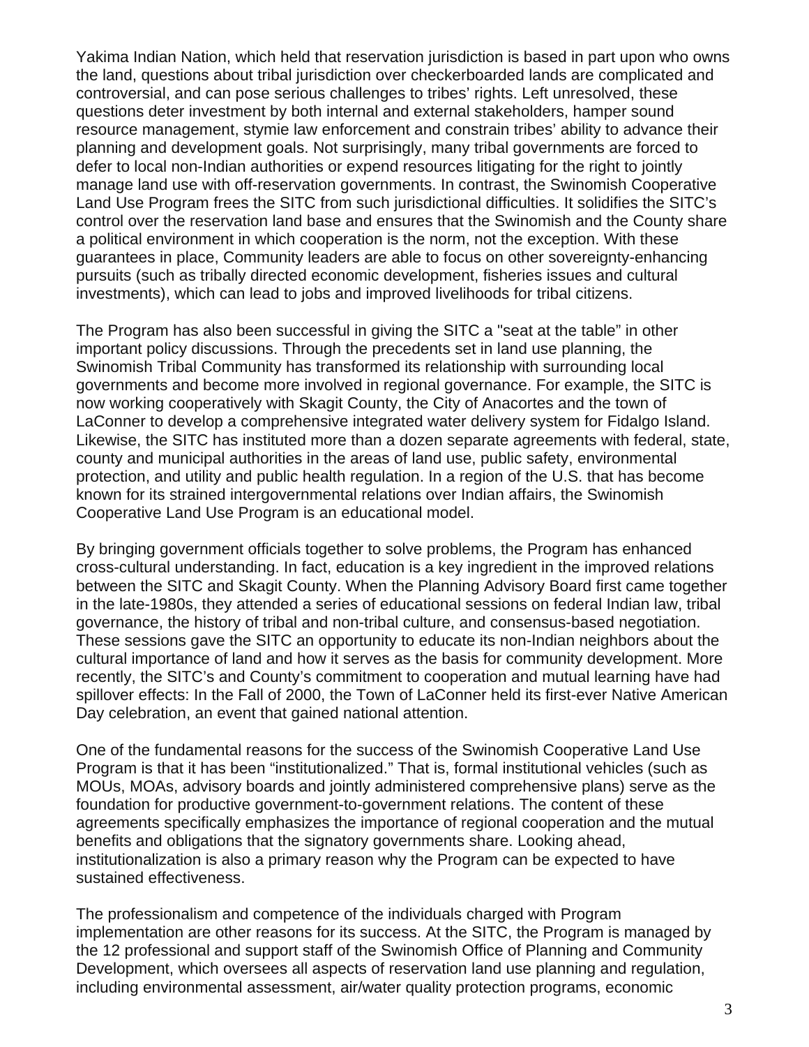Yakima Indian Nation, which held that reservation jurisdiction is based in part upon who owns the land, questions about tribal jurisdiction over checkerboarded lands are complicated and controversial, and can pose serious challenges to tribes' rights. Left unresolved, these questions deter investment by both internal and external stakeholders, hamper sound resource management, stymie law enforcement and constrain tribes' ability to advance their planning and development goals. Not surprisingly, many tribal governments are forced to defer to local non-Indian authorities or expend resources litigating for the right to jointly manage land use with off-reservation governments. In contrast, the Swinomish Cooperative Land Use Program frees the SITC from such jurisdictional difficulties. It solidifies the SITC's control over the reservation land base and ensures that the Swinomish and the County share a political environment in which cooperation is the norm, not the exception. With these guarantees in place, Community leaders are able to focus on other sovereignty-enhancing pursuits (such as tribally directed economic development, fisheries issues and cultural investments), which can lead to jobs and improved livelihoods for tribal citizens.

The Program has also been successful in giving the SITC a "seat at the table" in other important policy discussions. Through the precedents set in land use planning, the Swinomish Tribal Community has transformed its relationship with surrounding local governments and become more involved in regional governance. For example, the SITC is now working cooperatively with Skagit County, the City of Anacortes and the town of LaConner to develop a comprehensive integrated water delivery system for Fidalgo Island. Likewise, the SITC has instituted more than a dozen separate agreements with federal, state, county and municipal authorities in the areas of land use, public safety, environmental protection, and utility and public health regulation. In a region of the U.S. that has become known for its strained intergovernmental relations over Indian affairs, the Swinomish Cooperative Land Use Program is an educational model.

By bringing government officials together to solve problems, the Program has enhanced cross-cultural understanding. In fact, education is a key ingredient in the improved relations between the SITC and Skagit County. When the Planning Advisory Board first came together in the late-1980s, they attended a series of educational sessions on federal Indian law, tribal governance, the history of tribal and non-tribal culture, and consensus-based negotiation. These sessions gave the SITC an opportunity to educate its non-Indian neighbors about the cultural importance of land and how it serves as the basis for community development. More recently, the SITC's and County's commitment to cooperation and mutual learning have had spillover effects: In the Fall of 2000, the Town of LaConner held its first-ever Native American Day celebration, an event that gained national attention.

One of the fundamental reasons for the success of the Swinomish Cooperative Land Use Program is that it has been "institutionalized." That is, formal institutional vehicles (such as MOUs, MOAs, advisory boards and jointly administered comprehensive plans) serve as the foundation for productive government-to-government relations. The content of these agreements specifically emphasizes the importance of regional cooperation and the mutual benefits and obligations that the signatory governments share. Looking ahead, institutionalization is also a primary reason why the Program can be expected to have sustained effectiveness.

The professionalism and competence of the individuals charged with Program implementation are other reasons for its success. At the SITC, the Program is managed by the 12 professional and support staff of the Swinomish Office of Planning and Community Development, which oversees all aspects of reservation land use planning and regulation, including environmental assessment, air/water quality protection programs, economic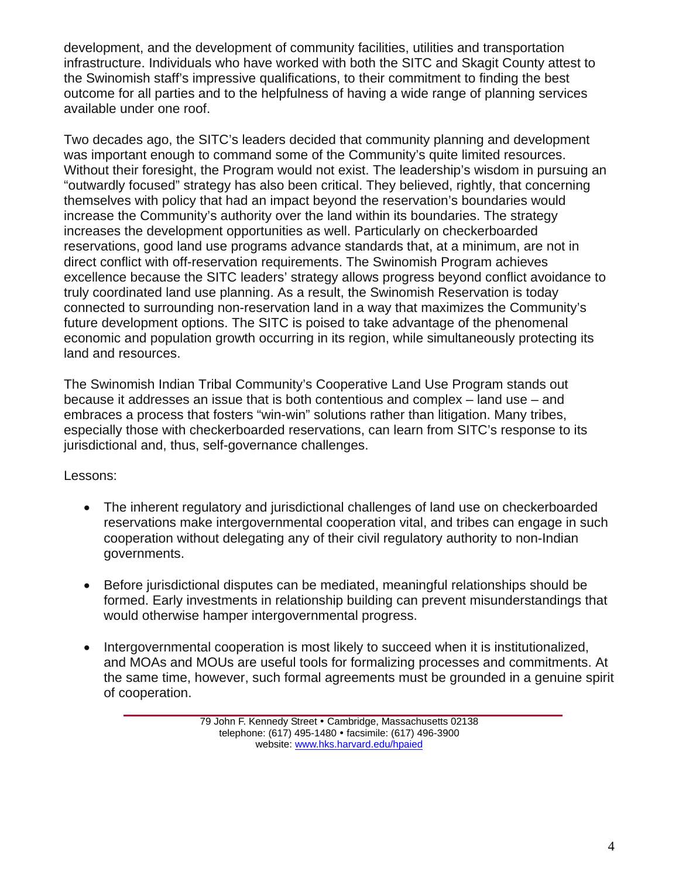development, and the development of community facilities, utilities and transportation infrastructure. Individuals who have worked with both the SITC and Skagit County attest to the Swinomish staff's impressive qualifications, to their commitment to finding the best outcome for all parties and to the helpfulness of having a wide range of planning services available under one roof.

Two decades ago, the SITC's leaders decided that community planning and development was important enough to command some of the Community's quite limited resources. Without their foresight, the Program would not exist. The leadership's wisdom in pursuing an "outwardly focused" strategy has also been critical. They believed, rightly, that concerning themselves with policy that had an impact beyond the reservation's boundaries would increase the Community's authority over the land within its boundaries. The strategy increases the development opportunities as well. Particularly on checkerboarded reservations, good land use programs advance standards that, at a minimum, are not in direct conflict with off-reservation requirements. The Swinomish Program achieves excellence because the SITC leaders' strategy allows progress beyond conflict avoidance to truly coordinated land use planning. As a result, the Swinomish Reservation is today connected to surrounding non-reservation land in a way that maximizes the Community's future development options. The SITC is poised to take advantage of the phenomenal economic and population growth occurring in its region, while simultaneously protecting its land and resources.

The Swinomish Indian Tribal Community's Cooperative Land Use Program stands out because it addresses an issue that is both contentious and complex – land use – and embraces a process that fosters "win-win" solutions rather than litigation. Many tribes, especially those with checkerboarded reservations, can learn from SITC's response to its jurisdictional and, thus, self-governance challenges.

Lessons:

- The inherent regulatory and jurisdictional challenges of land use on checkerboarded reservations make intergovernmental cooperation vital, and tribes can engage in such cooperation without delegating any of their civil regulatory authority to non-Indian governments.
- Before jurisdictional disputes can be mediated, meaningful relationships should be formed. Early investments in relationship building can prevent misunderstandings that would otherwise hamper intergovernmental progress.
- Intergovernmental cooperation is most likely to succeed when it is institutionalized, and MOAs and MOUs are useful tools for formalizing processes and commitments. At the same time, however, such formal agreements must be grounded in a genuine spirit of cooperation.